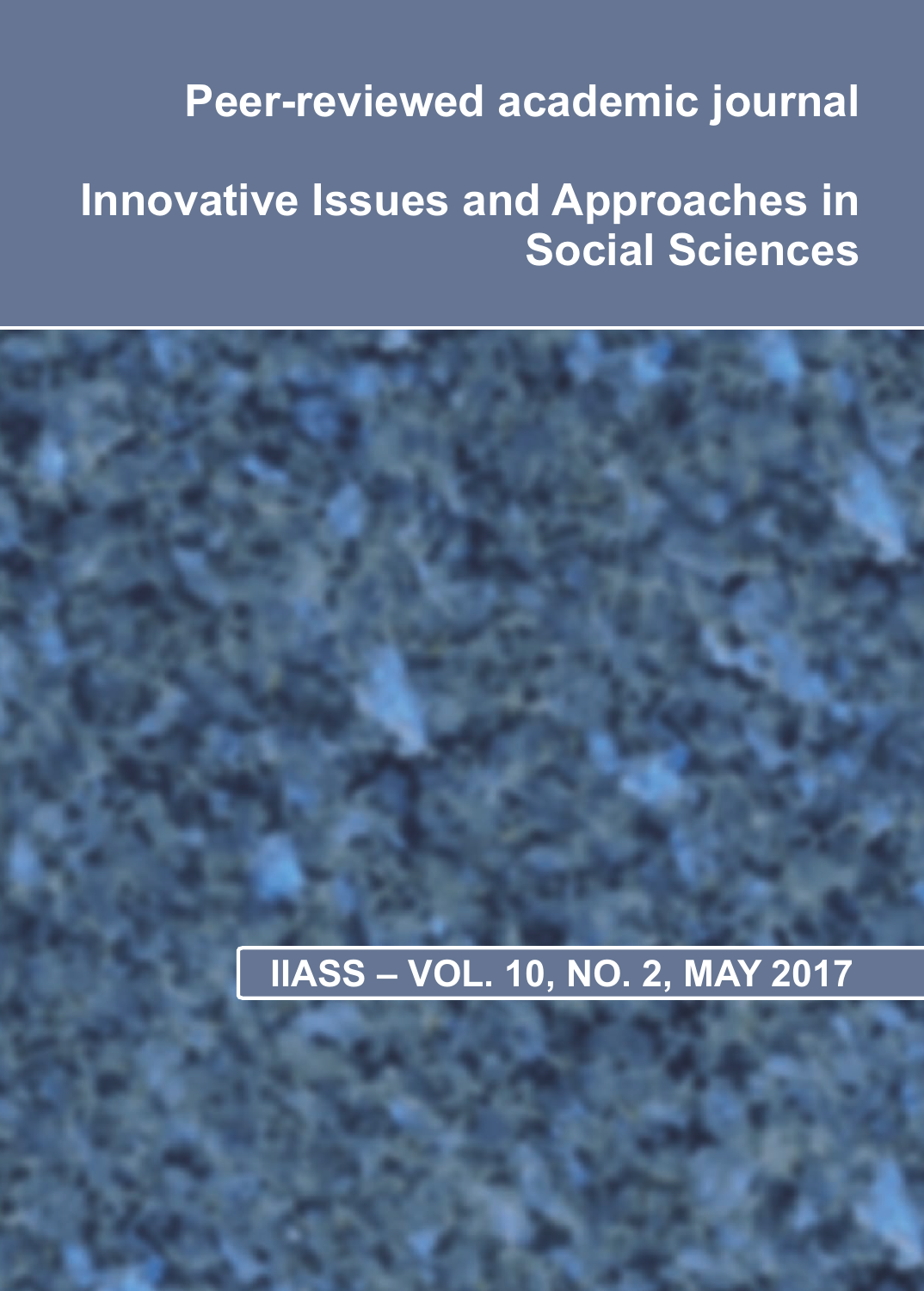Peer-reviewed academic journal

# Innovative Issues and Approaches in Social Sciences

IIASS – VOL. 10, NO. 2, MAY 2017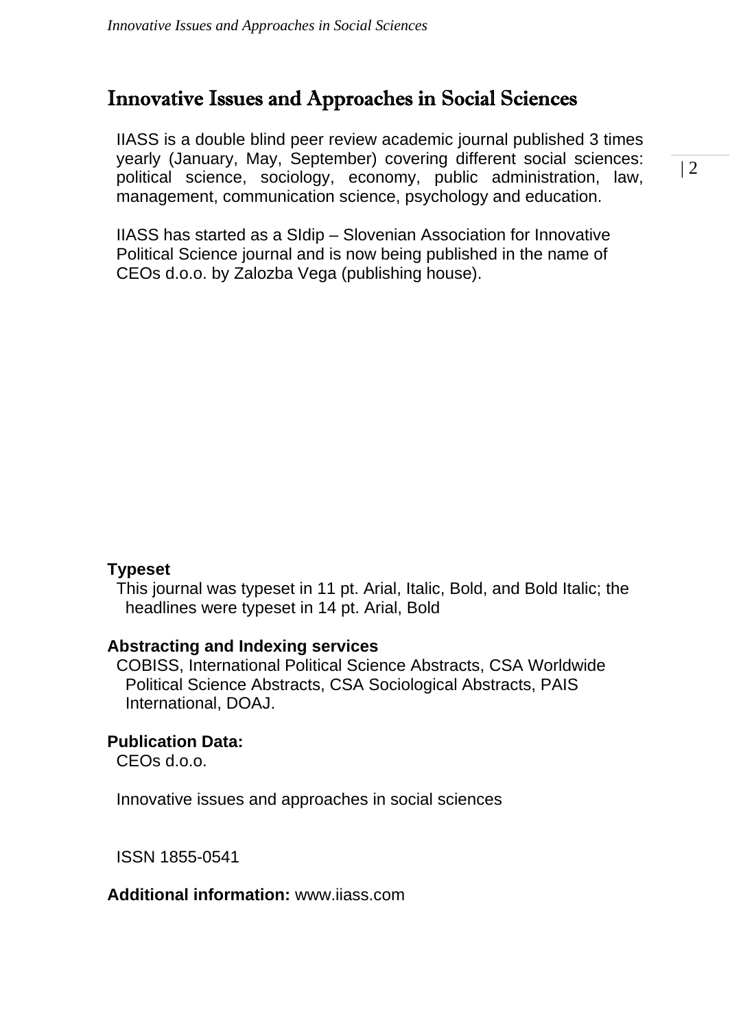# Innovative Issues and Approaches in Social Sciences

IIASS is a double blind peer review academic journal published 3 times yearly (January, May, September) covering different social sciences: political science, sociology, economy, public administration, law, management, communication science, psychology and education.

IIASS has started as a SIdip – Slovenian Association for Innovative Political Science journal and is now being published in the name of CEOs d.o.o. by Zalozba Vega (publishing house).

**Typeset**

This journal was typeset in 11 pt. Arial, Italic, Bold, and Bold Italic; the headlines were typeset in 14 pt. Arial, Bold

**Abstracting and Indexing services**

COBISS, International Political Science Abstracts, CSA Worldwide Political Science Abstracts, CSA Sociological Abstracts, PAIS International, DOAJ.

**Publication Data:**

CEOs d.o.o.

Innovative issues and approaches in social sciences

ISSN 1855-0541

**Additional information:** www.iiass.com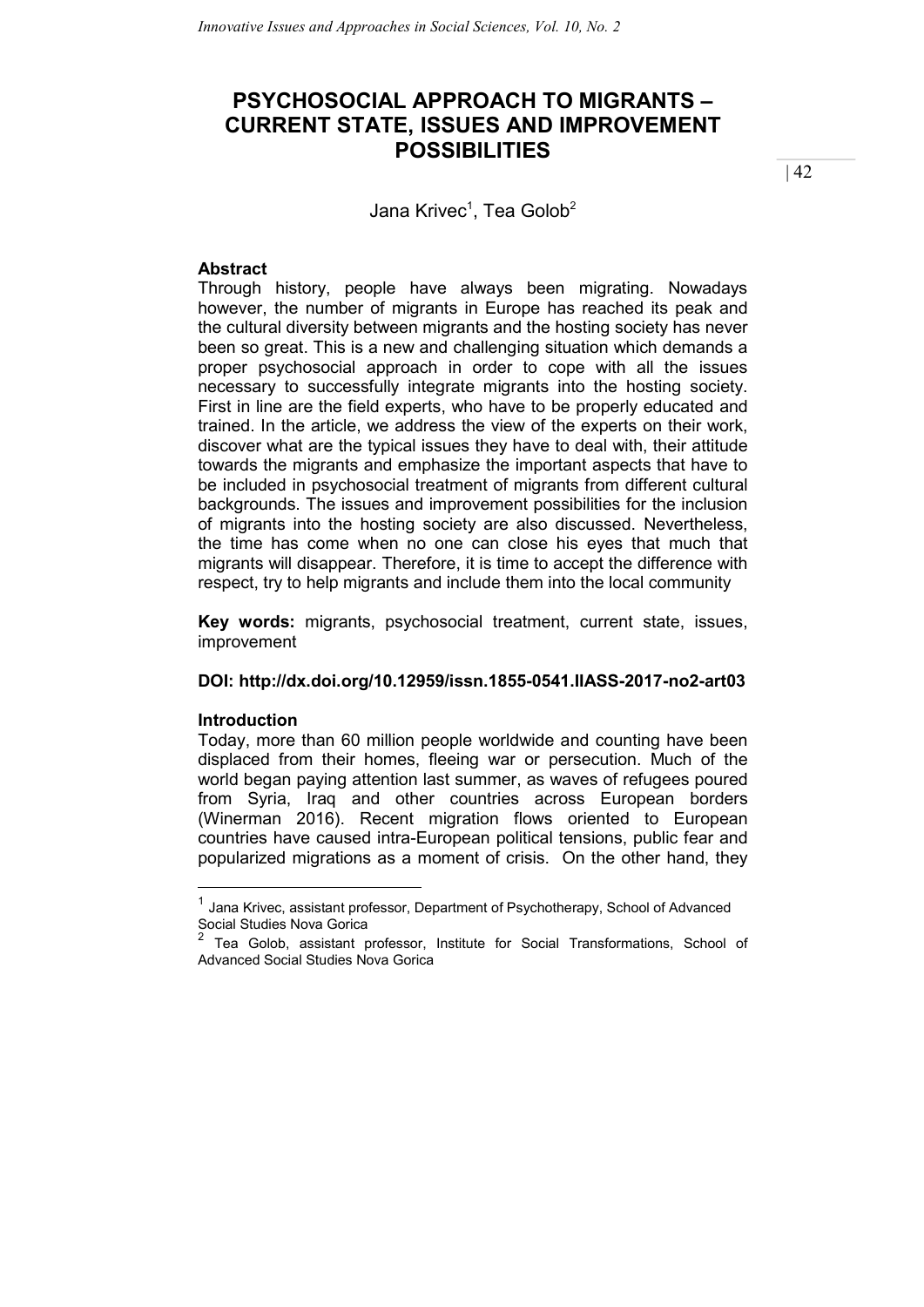# PSYCHOSOCIAL APPROACH TO MIGRANTS – CURRENT STATE, ISSUES AND IMPROVEMENT POSSIBILITIES

Jana Krivec[1], Tea Golob[2]

### Abstract

Through history, people have always been migrating. Nowadays however, the number of migrants in Europe has reached its peak and the cultural diversity between migrants and the hosting society has never been so great. This is a new and challenging situation which demands a proper psychosocial approach in order to cope with all the issues necessary to successfully integrate migrants into the hosting society. First in line are the field experts, who have to be properly educated and trained. In the article, we address the view of the experts on their work, discover what are the typical issues they have to deal with, their attitude towards the migrants and emphasize the important aspects that have to be included in psychosocial treatment of migrants from different cultural backgrounds. The issues and improvement possibilities for the inclusion of migrants into the hosting society are also discussed. Nevertheless, the time has come when no one can close his eyes that much that migrants will disappear. Therefore, it is time to accept the difference with respect, try to help migrants and include them into the local community

**Key words:** migrants, psychosocial treatment, current state, issues, improvement

**DOI: http://dx.doi.org/10.12959/issn.1855-0541.IIASS-2017-no2-art03**

### Introduction

Today, more than 60 million people worldwide and counting have been displaced from their homes, fleeing war or persecution. Much of the world began paying attention last summer, as waves of refugees poured from Syria, Iraq and other countries across European borders (Winerman 2016). Recent migration flows oriented to European countries have caused intra-European political tensions, public fear and popularized migrations as a moment of crisis. On the other hand, they

---

[1] Jana Krivec, assistant professor, Department of Psychotherapy, School of Advanced Social Studies Nova Gorica

[2] Tea Golob, assistant professor, Institute for Social Transformations, School of Advanced Social Studies Nova Gorica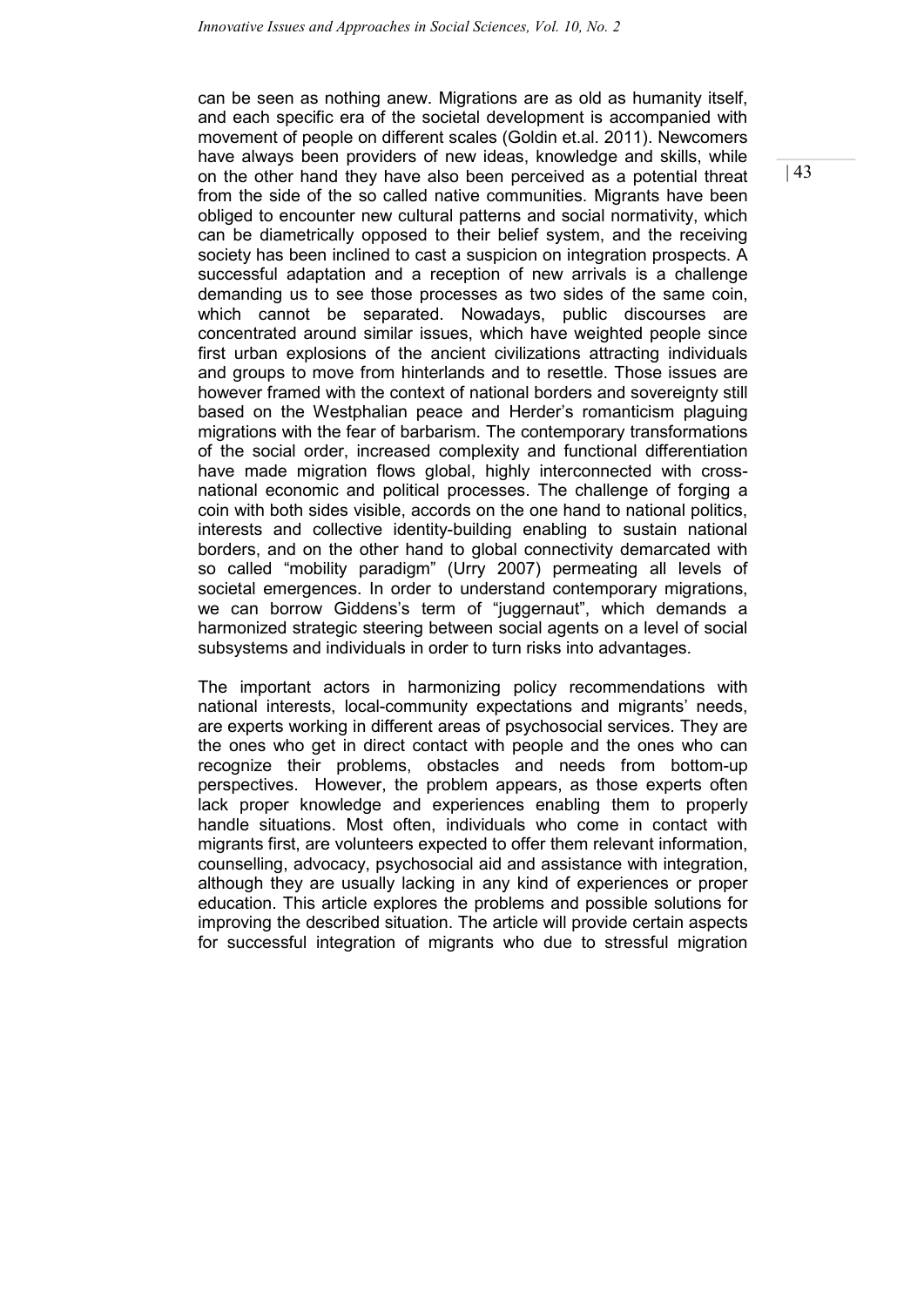can be seen as nothing anew. Migrations are as old as humanity itself, and each specific era of the societal development is accompanied with movement of people on different scales (Goldin et.al. 2011). Newcomers have always been providers of new ideas, knowledge and skills, while on the other hand they have also been perceived as a potential threat from the side of the so called native communities. Migrants have been obliged to encounter new cultural patterns and social normativity, which can be diametrically opposed to their belief system, and the receiving society has been inclined to cast a suspicion on integration prospects. A successful adaptation and a reception of new arrivals is a challenge demanding us to see those processes as two sides of the same coin, which cannot be separated. Nowadays, public discourses are concentrated around similar issues, which have weighted people since first urban explosions of the ancient civilizations attracting individuals and groups to move from hinterlands and to resettle. Those issues are however framed with the context of national borders and sovereignty still based on the Westphalian peace and Herder's romanticism plaguing migrations with the fear of barbarism. The contemporary transformations of the social order, increased complexity and functional differentiation have made migration flows global, highly interconnected with cross-national economic and political processes. The challenge of forging a coin with both sides visible, accords on the one hand to national politics, interests and collective identity-building enabling to sustain national borders, and on the other hand to global connectivity demarcated with so called "mobility paradigm" (Urry 2007) permeating all levels of societal emergences. In order to understand contemporary migrations, we can borrow Giddens's term of "juggernaut", which demands a harmonized strategic steering between social agents on a level of social subsystems and individuals in order to turn risks into advantages.

The important actors in harmonizing policy recommendations with national interests, local-community expectations and migrants' needs, are experts working in different areas of psychosocial services. They are the ones who get in direct contact with people and the ones who can recognize their problems, obstacles and needs from bottom-up perspectives. However, the problem appears, as those experts often lack proper knowledge and experiences enabling them to properly handle situations. Most often, individuals who come in contact with migrants first, are volunteers expected to offer them relevant information, counselling, advocacy, psychosocial aid and assistance with integration, although they are usually lacking in any kind of experiences or proper education. This article explores the problems and possible solutions for improving the described situation. The article will provide certain aspects for successful integration of migrants who due to stressful migration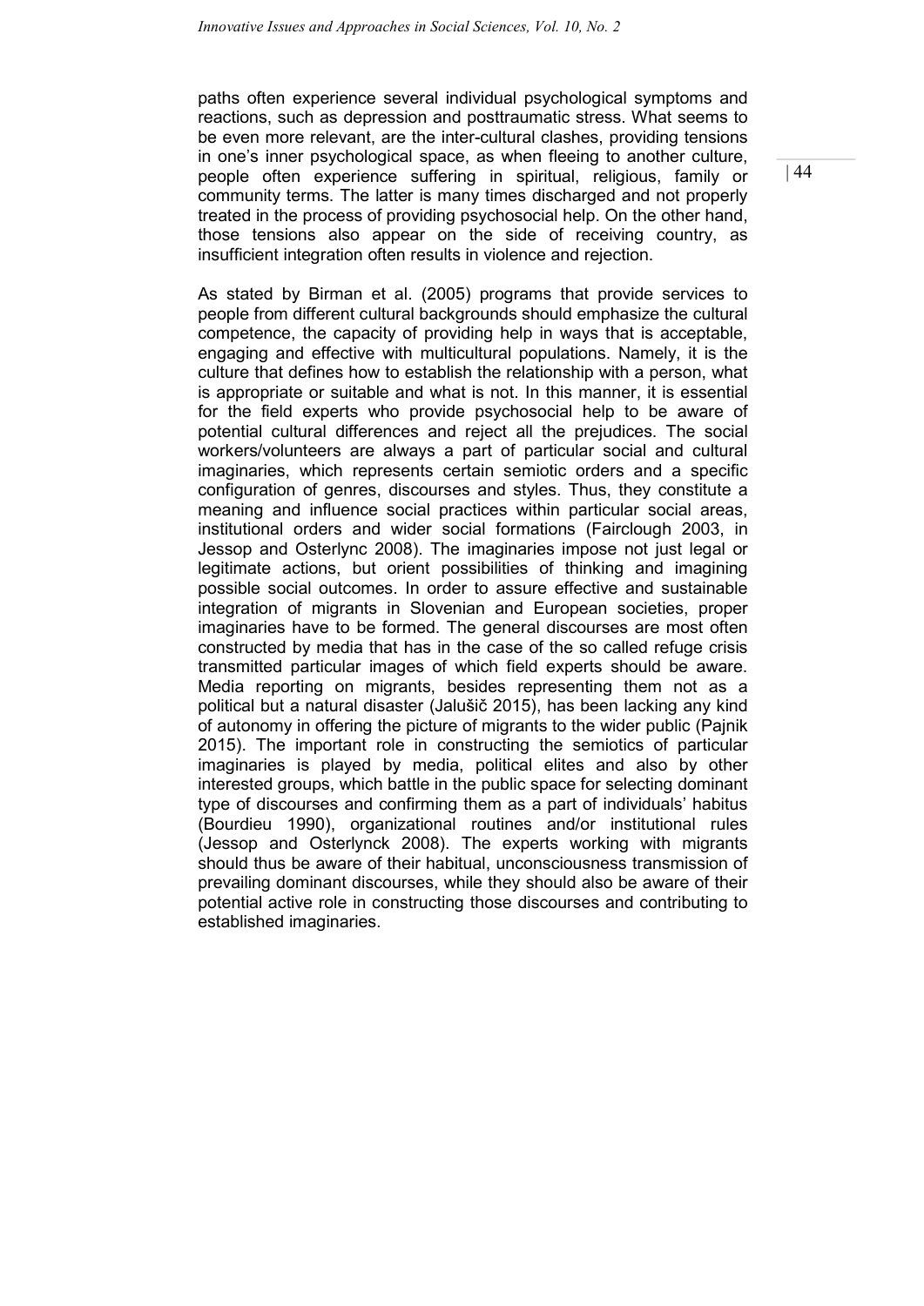paths often experience several individual psychological symptoms and reactions, such as depression and posttraumatic stress. What seems to be even more relevant, are the inter-cultural clashes, providing tensions in one's inner psychological space, as when fleeing to another culture, people often experience suffering in spiritual, religious, family or community terms. The latter is many times discharged and not properly treated in the process of providing psychosocial help. On the other hand, those tensions also appear on the side of receiving country, as insufficient integration often results in violence and rejection.

As stated by Birman et al. (2005) programs that provide services to people from different cultural backgrounds should emphasize the cultural competence, the capacity of providing help in ways that is acceptable, engaging and effective with multicultural populations. Namely, it is the culture that defines how to establish the relationship with a person, what is appropriate or suitable and what is not. In this manner, it is essential for the field experts who provide psychosocial help to be aware of potential cultural differences and reject all the prejudices. The social workers/volunteers are always a part of particular social and cultural imaginaries, which represents certain semiotic orders and a specific configuration of genres, discourses and styles. Thus, they constitute a meaning and influence social practices within particular social areas, institutional orders and wider social formations (Fairclough 2003, in Jessop and Osterlync 2008). The imaginaries impose not just legal or legitimate actions, but orient possibilities of thinking and imagining possible social outcomes. In order to assure effective and sustainable integration of migrants in Slovenian and European societies, proper imaginaries have to be formed. The general discourses are most often constructed by media that has in the case of the so called refuge crisis transmitted particular images of which field experts should be aware. Media reporting on migrants, besides representing them not as a political but a natural disaster (Jalušič 2015), has been lacking any kind of autonomy in offering the picture of migrants to the wider public (Pajnik 2015). The important role in constructing the semiotics of particular imaginaries is played by media, political elites and also by other interested groups, which battle in the public space for selecting dominant type of discourses and confirming them as a part of individuals' habitus (Bourdieu 1990), organizational routines and/or institutional rules (Jessop and Osterlynck 2008). The experts working with migrants should thus be aware of their habitual, unconsciousness transmission of prevailing dominant discourses, while they should also be aware of their potential active role in constructing those discourses and contributing to established imaginaries.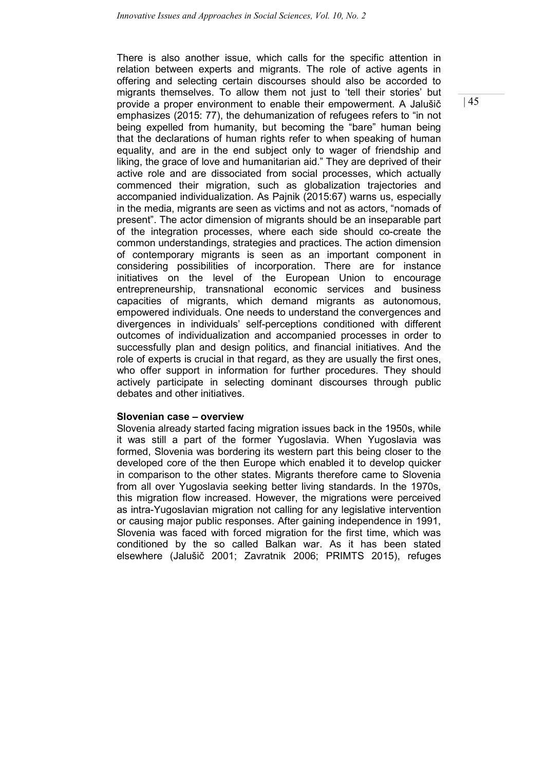There is also another issue, which calls for the specific attention in relation between experts and migrants. The role of active agents in offering and selecting certain discourses should also be accorded to migrants themselves. To allow them not just to 'tell their stories' but provide a proper environment to enable their empowerment. A Jalušič emphasizes (2015: 77), the dehumanization of refugees refers to "in not being expelled from humanity, but becoming the "bare" human being that the declarations of human rights refer to when speaking of human equality, and are in the end subject only to wager of friendship and liking, the grace of love and humanitarian aid." They are deprived of their active role and are dissociated from social processes, which actually commenced their migration, such as globalization trajectories and accompanied individualization. As Pajnik (2015:67) warns us, especially in the media, migrants are seen as victims and not as actors, "nomads of present". The actor dimension of migrants should be an inseparable part of the integration processes, where each side should co-create the common understandings, strategies and practices. The action dimension of contemporary migrants is seen as an important component in considering possibilities of incorporation. There are for instance initiatives on the level of the European Union to encourage entrepreneurship, transnational economic services and business capacities of migrants, which demand migrants as autonomous, empowered individuals. One needs to understand the convergences and divergences in individuals' self-perceptions conditioned with different outcomes of individualization and accompanied processes in order to successfully plan and design politics, and financial initiatives. And the role of experts is crucial in that regard, as they are usually the first ones, who offer support in information for further procedures. They should actively participate in selecting dominant discourses through public debates and other initiatives.

**Slovenian case – overview**

Slovenia already started facing migration issues back in the 1950s, while it was still a part of the former Yugoslavia. When Yugoslavia was formed, Slovenia was bordering its western part this being closer to the developed core of the then Europe which enabled it to develop quicker in comparison to the other states. Migrants therefore came to Slovenia from all over Yugoslavia seeking better living standards. In the 1970s, this migration flow increased. However, the migrations were perceived as intra-Yugoslavian migration not calling for any legislative intervention or causing major public responses. After gaining independence in 1991, Slovenia was faced with forced migration for the first time, which was conditioned by the so called Balkan war. As it has been stated elsewhere (Jalušič 2001; Zavratnik 2006; PRIMTS 2015), refuges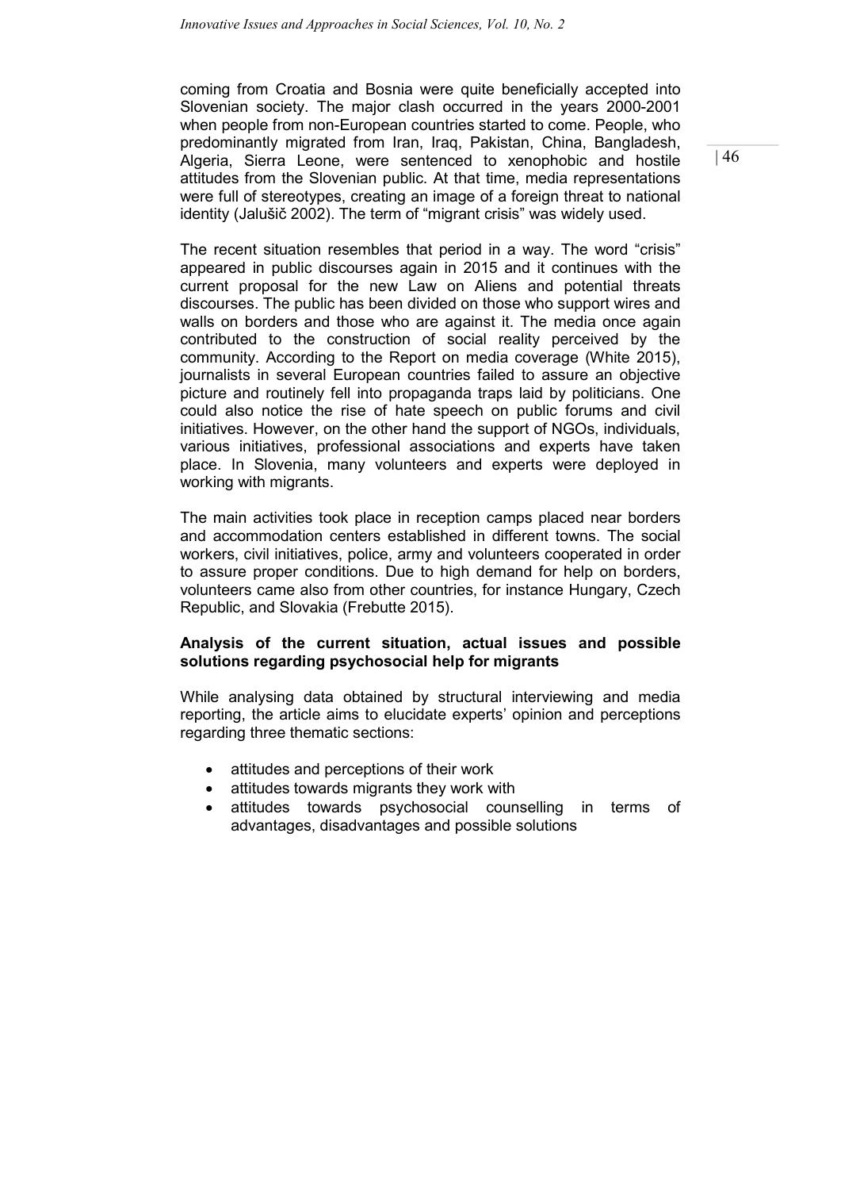coming from Croatia and Bosnia were quite beneficially accepted into Slovenian society. The major clash occurred in the years 2000-2001 when people from non-European countries started to come. People, who predominantly migrated from Iran, Iraq, Pakistan, China, Bangladesh, Algeria, Sierra Leone, were sentenced to xenophobic and hostile attitudes from the Slovenian public. At that time, media representations were full of stereotypes, creating an image of a foreign threat to national identity (Jalušič 2002). The term of "migrant crisis" was widely used.

The recent situation resembles that period in a way. The word "crisis" appeared in public discourses again in 2015 and it continues with the current proposal for the new Law on Aliens and potential threats discourses. The public has been divided on those who support wires and walls on borders and those who are against it. The media once again contributed to the construction of social reality perceived by the community. According to the Report on media coverage (White 2015), journalists in several European countries failed to assure an objective picture and routinely fell into propaganda traps laid by politicians. One could also notice the rise of hate speech on public forums and civil initiatives. However, on the other hand the support of NGOs, individuals, various initiatives, professional associations and experts have taken place. In Slovenia, many volunteers and experts were deployed in working with migrants.

The main activities took place in reception camps placed near borders and accommodation centers established in different towns. The social workers, civil initiatives, police, army and volunteers cooperated in order to assure proper conditions. Due to high demand for help on borders, volunteers came also from other countries, for instance Hungary, Czech Republic, and Slovakia (Frebutte 2015).

### Analysis of the current situation, actual issues and possible solutions regarding psychosocial help for migrants

While analysing data obtained by structural interviewing and media reporting, the article aims to elucidate experts' opinion and perceptions regarding three thematic sections:

- attitudes and perceptions of their work
- attitudes towards migrants they work with
- attitudes towards psychosocial counselling in terms of advantages, disadvantages and possible solutions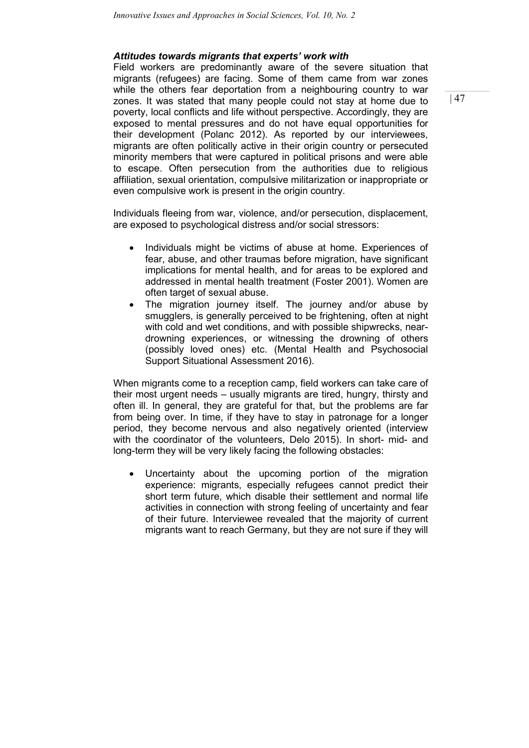### *Attitudes towards migrants that experts' work with*

Field workers are predominantly aware of the severe situation that migrants (refugees) are facing. Some of them came from war zones while the others fear deportation from a neighbouring country to war zones. It was stated that many people could not stay at home due to poverty, local conflicts and life without perspective. Accordingly, they are exposed to mental pressures and do not have equal opportunities for their development (Polanc 2012). As reported by our interviewees, migrants are often politically active in their origin country or persecuted minority members that were captured in political prisons and were able to escape. Often persecution from the authorities due to religious affiliation, sexual orientation, compulsive militarization or inappropriate or even compulsive work is present in the origin country.

Individuals fleeing from war, violence, and/or persecution, displacement, are exposed to psychological distress and/or social stressors:

- Individuals might be victims of abuse at home. Experiences of fear, abuse, and other traumas before migration, have significant implications for mental health, and for areas to be explored and addressed in mental health treatment (Foster 2001). Women are often target of sexual abuse.
- The migration journey itself. The journey and/or abuse by smugglers, is generally perceived to be frightening, often at night with cold and wet conditions, and with possible shipwrecks, near-drowning experiences, or witnessing the drowning of others (possibly loved ones) etc. (Mental Health and Psychosocial Support Situational Assessment 2016).

When migrants come to a reception camp, field workers can take care of their most urgent needs – usually migrants are tired, hungry, thirsty and often ill. In general, they are grateful for that, but the problems are far from being over. In time, if they have to stay in patronage for a longer period, they become nervous and also negatively oriented (interview with the coordinator of the volunteers, Delo 2015). In short- mid- and long-term they will be very likely facing the following obstacles:

- Uncertainty about the upcoming portion of the migration experience: migrants, especially refugees cannot predict their short term future, which disable their settlement and normal life activities in connection with strong feeling of uncertainty and fear of their future. Interviewee revealed that the majority of current migrants want to reach Germany, but they are not sure if they will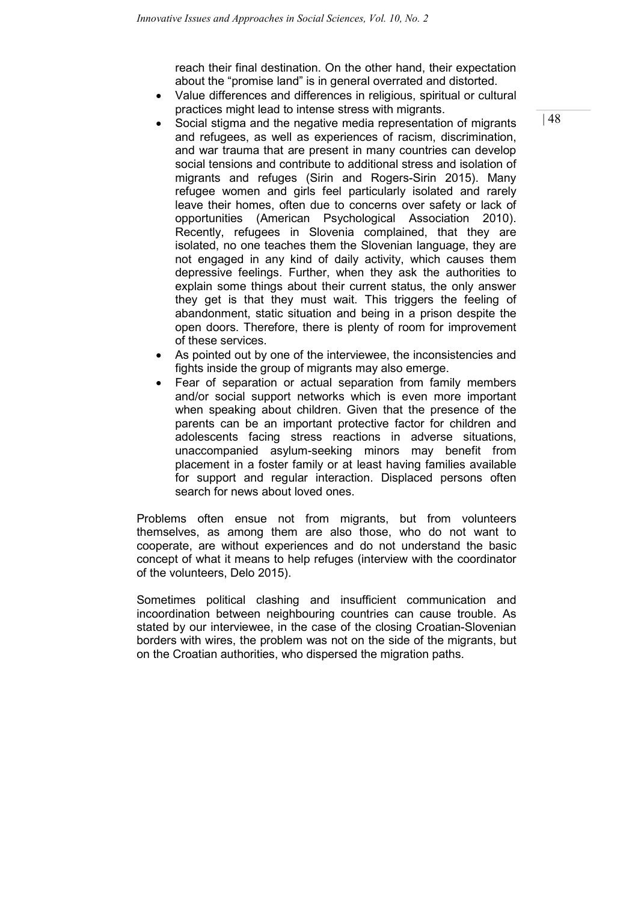reach their final destination. On the other hand, their expectation about the "promise land" is in general overrated and distorted.

- Value differences and differences in religious, spiritual or cultural practices might lead to intense stress with migrants.
- Social stigma and the negative media representation of migrants and refugees, as well as experiences of racism, discrimination, and war trauma that are present in many countries can develop social tensions and contribute to additional stress and isolation of migrants and refuges (Sirin and Rogers-Sirin 2015). Many refugee women and girls feel particularly isolated and rarely leave their homes, often due to concerns over safety or lack of opportunities (American Psychological Association 2010). Recently, refugees in Slovenia complained, that they are isolated, no one teaches them the Slovenian language, they are not engaged in any kind of daily activity, which causes them depressive feelings. Further, when they ask the authorities to explain some things about their current status, the only answer they get is that they must wait. This triggers the feeling of abandonment, static situation and being in a prison despite the open doors. Therefore, there is plenty of room for improvement of these services.
- As pointed out by one of the interviewee, the inconsistencies and fights inside the group of migrants may also emerge.
- Fear of separation or actual separation from family members and/or social support networks which is even more important when speaking about children. Given that the presence of the parents can be an important protective factor for children and adolescents facing stress reactions in adverse situations, unaccompanied asylum-seeking minors may benefit from placement in a foster family or at least having families available for support and regular interaction. Displaced persons often search for news about loved ones.

Problems often ensue not from migrants, but from volunteers themselves, as among them are also those, who do not want to cooperate, are without experiences and do not understand the basic concept of what it means to help refuges (interview with the coordinator of the volunteers, Delo 2015).

Sometimes political clashing and insufficient communication and incoordination between neighbouring countries can cause trouble. As stated by our interviewee, in the case of the closing Croatian-Slovenian borders with wires, the problem was not on the side of the migrants, but on the Croatian authorities, who dispersed the migration paths.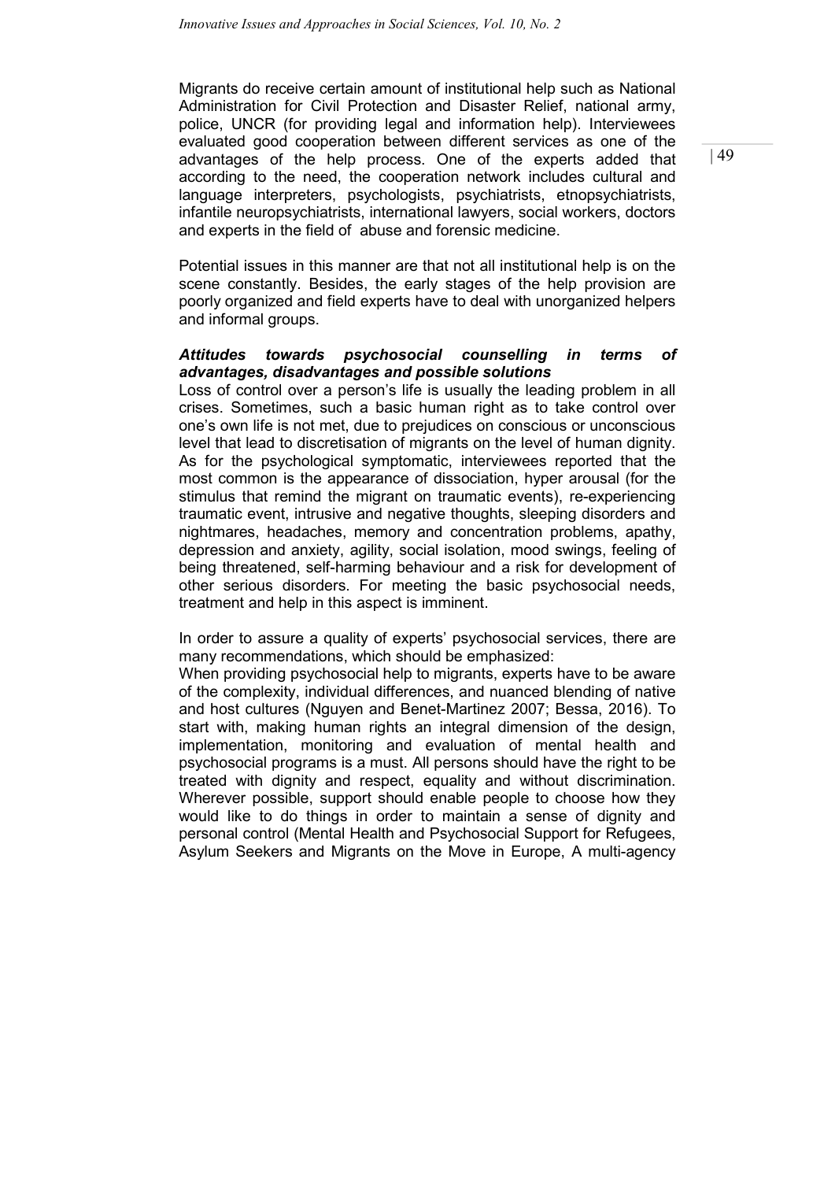Migrants do receive certain amount of institutional help such as National Administration for Civil Protection and Disaster Relief, national army, police, UNCR (for providing legal and information help). Interviewees evaluated good cooperation between different services as one of the advantages of the help process. One of the experts added that according to the need, the cooperation network includes cultural and language interpreters, psychologists, psychiatrists, etnopsychiatrists, infantile neuropsychiatrists, international lawyers, social workers, doctors and experts in the field of abuse and forensic medicine.

Potential issues in this manner are that not all institutional help is on the scene constantly. Besides, the early stages of the help provision are poorly organized and field experts have to deal with unorganized helpers and informal groups.

***Attitudes towards psychosocial counselling in terms of advantages, disadvantages and possible solutions***

Loss of control over a person's life is usually the leading problem in all crises. Sometimes, such a basic human right as to take control over one's own life is not met, due to prejudices on conscious or unconscious level that lead to discretisation of migrants on the level of human dignity. As for the psychological symptomatic, interviewees reported that the most common is the appearance of dissociation, hyper arousal (for the stimulus that remind the migrant on traumatic events), re-experiencing traumatic event, intrusive and negative thoughts, sleeping disorders and nightmares, headaches, memory and concentration problems, apathy, depression and anxiety, agility, social isolation, mood swings, feeling of being threatened, self-harming behaviour and a risk for development of other serious disorders. For meeting the basic psychosocial needs, treatment and help in this aspect is imminent.

In order to assure a quality of experts' psychosocial services, there are many recommendations, which should be emphasized:

When providing psychosocial help to migrants, experts have to be aware of the complexity, individual differences, and nuanced blending of native and host cultures (Nguyen and Benet-Martinez 2007; Bessa, 2016). To start with, making human rights an integral dimension of the design, implementation, monitoring and evaluation of mental health and psychosocial programs is a must. All persons should have the right to be treated with dignity and respect, equality and without discrimination. Wherever possible, support should enable people to choose how they would like to do things in order to maintain a sense of dignity and personal control (Mental Health and Psychosocial Support for Refugees, Asylum Seekers and Migrants on the Move in Europe, A multi-agency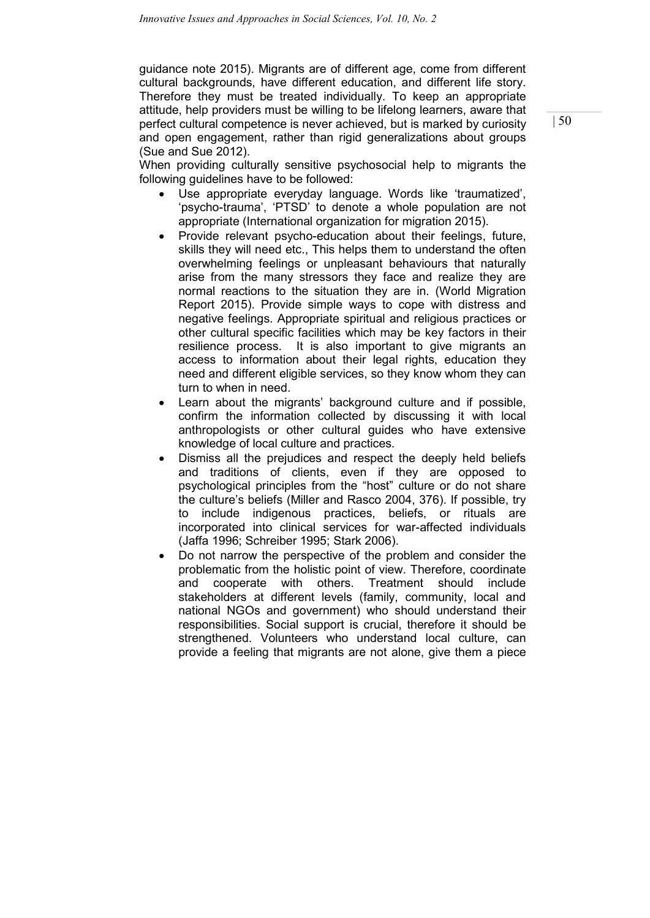guidance note 2015). Migrants are of different age, come from different cultural backgrounds, have different education, and different life story. Therefore they must be treated individually. To keep an appropriate attitude, help providers must be willing to be lifelong learners, aware that perfect cultural competence is never achieved, but is marked by curiosity and open engagement, rather than rigid generalizations about groups (Sue and Sue 2012).

When providing culturally sensitive psychosocial help to migrants the following guidelines have to be followed:

- Use appropriate everyday language. Words like 'traumatized', 'psycho-trauma', 'PTSD' to denote a whole population are not appropriate (International organization for migration 2015).
- Provide relevant psycho-education about their feelings, future, skills they will need etc., This helps them to understand the often overwhelming feelings or unpleasant behaviours that naturally arise from the many stressors they face and realize they are normal reactions to the situation they are in. (World Migration Report 2015). Provide simple ways to cope with distress and negative feelings. Appropriate spiritual and religious practices or other cultural specific facilities which may be key factors in their resilience process. It is also important to give migrants an access to information about their legal rights, education they need and different eligible services, so they know whom they can turn to when in need.
- Learn about the migrants' background culture and if possible, confirm the information collected by discussing it with local anthropologists or other cultural guides who have extensive knowledge of local culture and practices.
- Dismiss all the prejudices and respect the deeply held beliefs and traditions of clients, even if they are opposed to psychological principles from the "host" culture or do not share the culture's beliefs (Miller and Rasco 2004, 376). If possible, try to include indigenous practices, beliefs, or rituals are incorporated into clinical services for war-affected individuals (Jaffa 1996; Schreiber 1995; Stark 2006).
- Do not narrow the perspective of the problem and consider the problematic from the holistic point of view. Therefore, coordinate and cooperate with others. Treatment should include stakeholders at different levels (family, community, local and national NGOs and government) who should understand their responsibilities. Social support is crucial, therefore it should be strengthened. Volunteers who understand local culture, can provide a feeling that migrants are not alone, give them a piece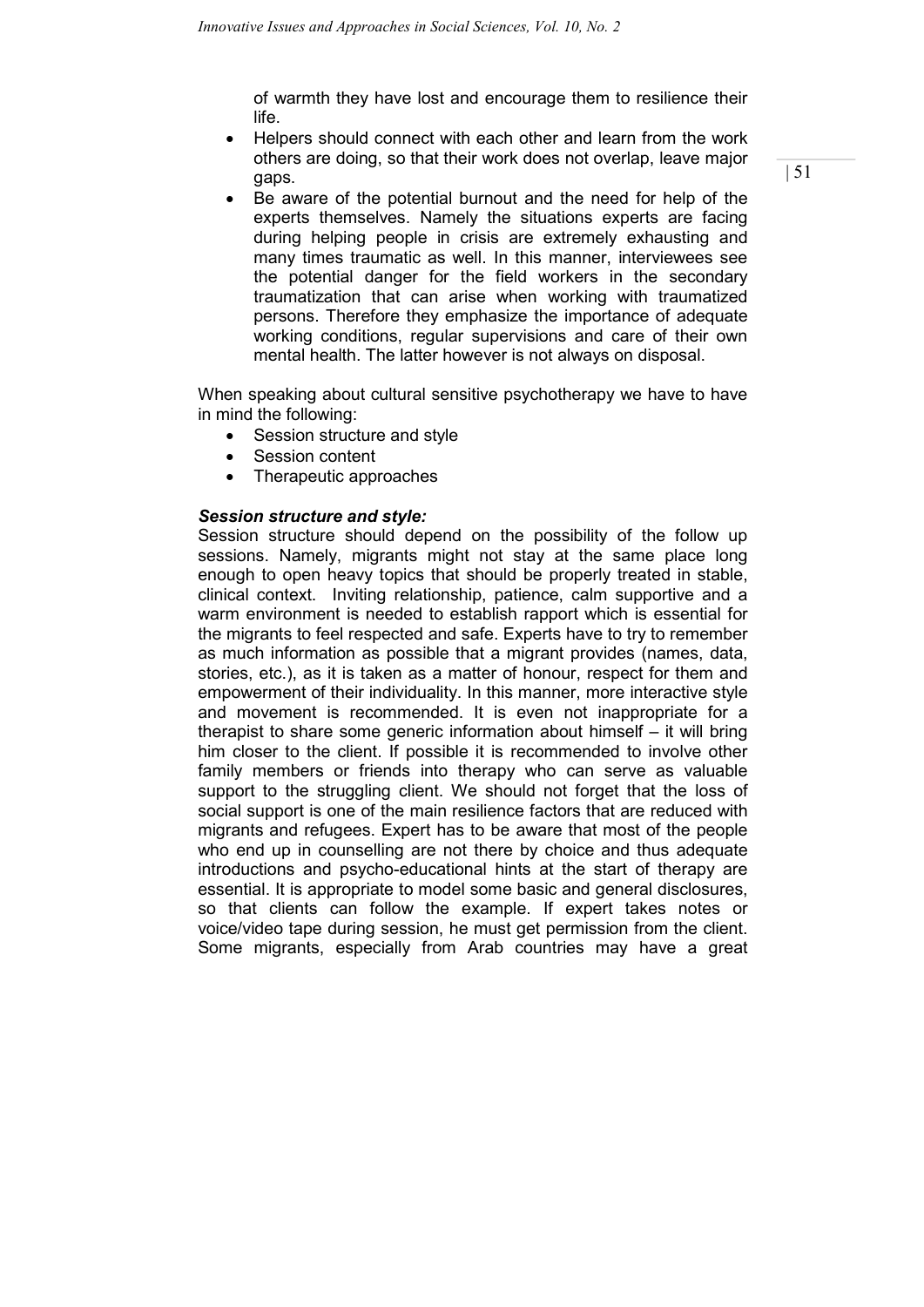of warmth they have lost and encourage them to resilience their life.

- Helpers should connect with each other and learn from the work others are doing, so that their work does not overlap, leave major gaps.
- Be aware of the potential burnout and the need for help of the experts themselves. Namely the situations experts are facing during helping people in crisis are extremely exhausting and many times traumatic as well. In this manner, interviewees see the potential danger for the field workers in the secondary traumatization that can arise when working with traumatized persons. Therefore they emphasize the importance of adequate working conditions, regular supervisions and care of their own mental health. The latter however is not always on disposal.

When speaking about cultural sensitive psychotherapy we have to have in mind the following:

- Session structure and style
- Session content
- Therapeutic approaches

***Session structure and style:***

Session structure should depend on the possibility of the follow up sessions. Namely, migrants might not stay at the same place long enough to open heavy topics that should be properly treated in stable, clinical context. Inviting relationship, patience, calm supportive and a warm environment is needed to establish rapport which is essential for the migrants to feel respected and safe. Experts have to try to remember as much information as possible that a migrant provides (names, data, stories, etc.), as it is taken as a matter of honour, respect for them and empowerment of their individuality. In this manner, more interactive style and movement is recommended. It is even not inappropriate for a therapist to share some generic information about himself – it will bring him closer to the client. If possible it is recommended to involve other family members or friends into therapy who can serve as valuable support to the struggling client. We should not forget that the loss of social support is one of the main resilience factors that are reduced with migrants and refugees. Expert has to be aware that most of the people who end up in counselling are not there by choice and thus adequate introductions and psycho-educational hints at the start of therapy are essential. It is appropriate to model some basic and general disclosures, so that clients can follow the example. If expert takes notes or voice/video tape during session, he must get permission from the client. Some migrants, especially from Arab countries may have a great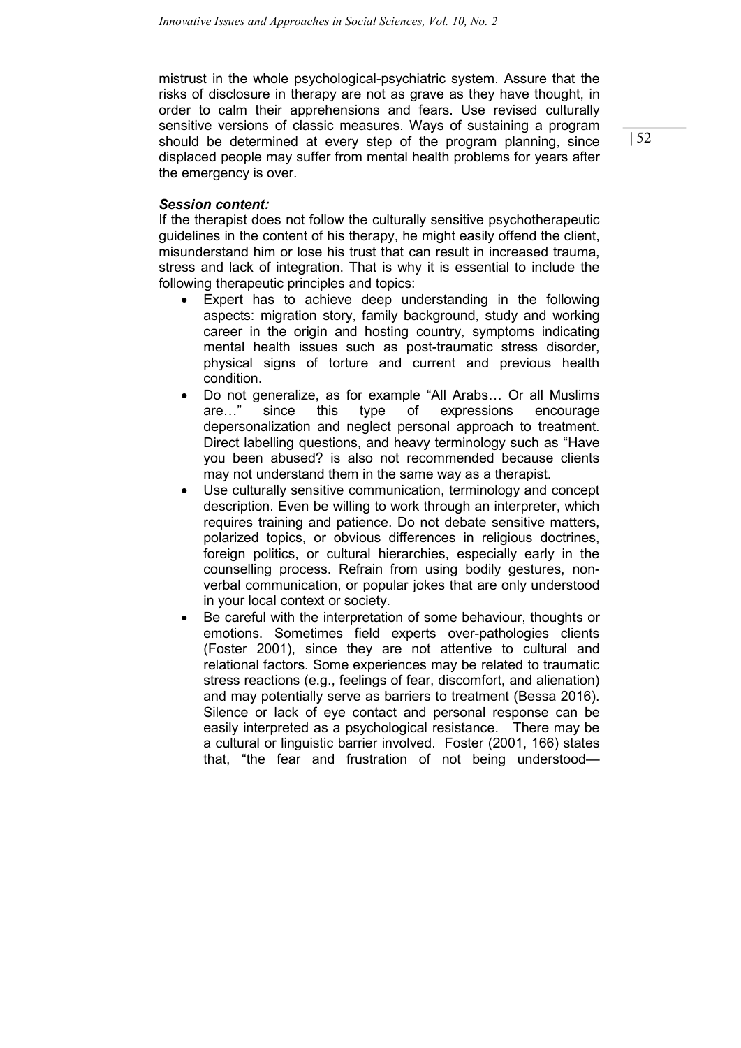mistrust in the whole psychological-psychiatric system. Assure that the risks of disclosure in therapy are not as grave as they have thought, in order to calm their apprehensions and fears. Use revised culturally sensitive versions of classic measures. Ways of sustaining a program should be determined at every step of the program planning, since displaced people may suffer from mental health problems for years after the emergency is over.

***Session content:***

If the therapist does not follow the culturally sensitive psychotherapeutic guidelines in the content of his therapy, he might easily offend the client, misunderstand him or lose his trust that can result in increased trauma, stress and lack of integration. That is why it is essential to include the following therapeutic principles and topics:

- Expert has to achieve deep understanding in the following aspects: migration story, family background, study and working career in the origin and hosting country, symptoms indicating mental health issues such as post-traumatic stress disorder, physical signs of torture and current and previous health condition.
- Do not generalize, as for example "All Arabs… Or all Muslims are…" since this type of expressions encourage depersonalization and neglect personal approach to treatment. Direct labelling questions, and heavy terminology such as "Have you been abused? is also not recommended because clients may not understand them in the same way as a therapist.
- Use culturally sensitive communication, terminology and concept description. Even be willing to work through an interpreter, which requires training and patience. Do not debate sensitive matters, polarized topics, or obvious differences in religious doctrines, foreign politics, or cultural hierarchies, especially early in the counselling process. Refrain from using bodily gestures, non-verbal communication, or popular jokes that are only understood in your local context or society.
- Be careful with the interpretation of some behaviour, thoughts or emotions. Sometimes field experts over-pathologies clients (Foster 2001), since they are not attentive to cultural and relational factors. Some experiences may be related to traumatic stress reactions (e.g., feelings of fear, discomfort, and alienation) and may potentially serve as barriers to treatment (Bessa 2016). Silence or lack of eye contact and personal response can be easily interpreted as a psychological resistance. There may be a cultural or linguistic barrier involved. Foster (2001, 166) states that, "the fear and frustration of not being understood—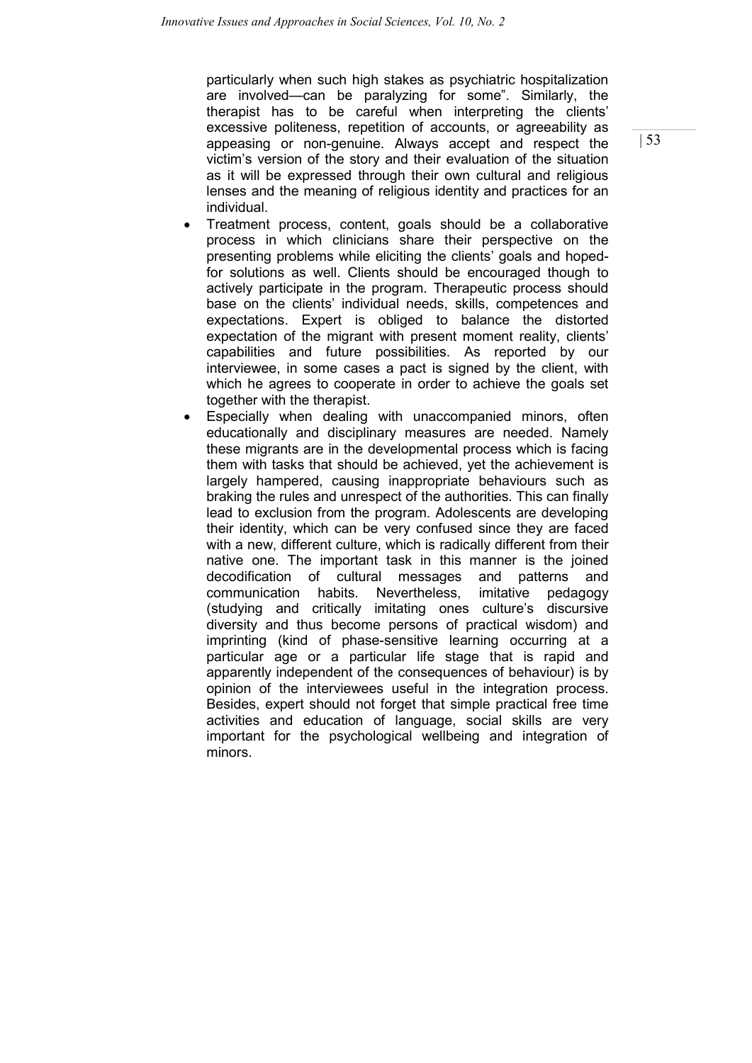particularly when such high stakes as psychiatric hospitalization are involved—can be paralyzing for some". Similarly, the therapist has to be careful when interpreting the clients' excessive politeness, repetition of accounts, or agreeability as appeasing or non-genuine. Always accept and respect the victim's version of the story and their evaluation of the situation as it will be expressed through their own cultural and religious lenses and the meaning of religious identity and practices for an individual.

- Treatment process, content, goals should be a collaborative process in which clinicians share their perspective on the presenting problems while eliciting the clients' goals and hoped-for solutions as well. Clients should be encouraged though to actively participate in the program. Therapeutic process should base on the clients' individual needs, skills, competences and expectations. Expert is obliged to balance the distorted expectation of the migrant with present moment reality, clients' capabilities and future possibilities. As reported by our interviewee, in some cases a pact is signed by the client, with which he agrees to cooperate in order to achieve the goals set together with the therapist.
- Especially when dealing with unaccompanied minors, often educationally and disciplinary measures are needed. Namely these migrants are in the developmental process which is facing them with tasks that should be achieved, yet the achievement is largely hampered, causing inappropriate behaviours such as braking the rules and unrespect of the authorities. This can finally lead to exclusion from the program. Adolescents are developing their identity, which can be very confused since they are faced with a new, different culture, which is radically different from their native one. The important task in this manner is the joined decodification of cultural messages and patterns and communication habits. Nevertheless, imitative pedagogy (studying and critically imitating ones culture's discursive diversity and thus become persons of practical wisdom) and imprinting (kind of phase-sensitive learning occurring at a particular age or a particular life stage that is rapid and apparently independent of the consequences of behaviour) is by opinion of the interviewees useful in the integration process. Besides, expert should not forget that simple practical free time activities and education of language, social skills are very important for the psychological wellbeing and integration of minors.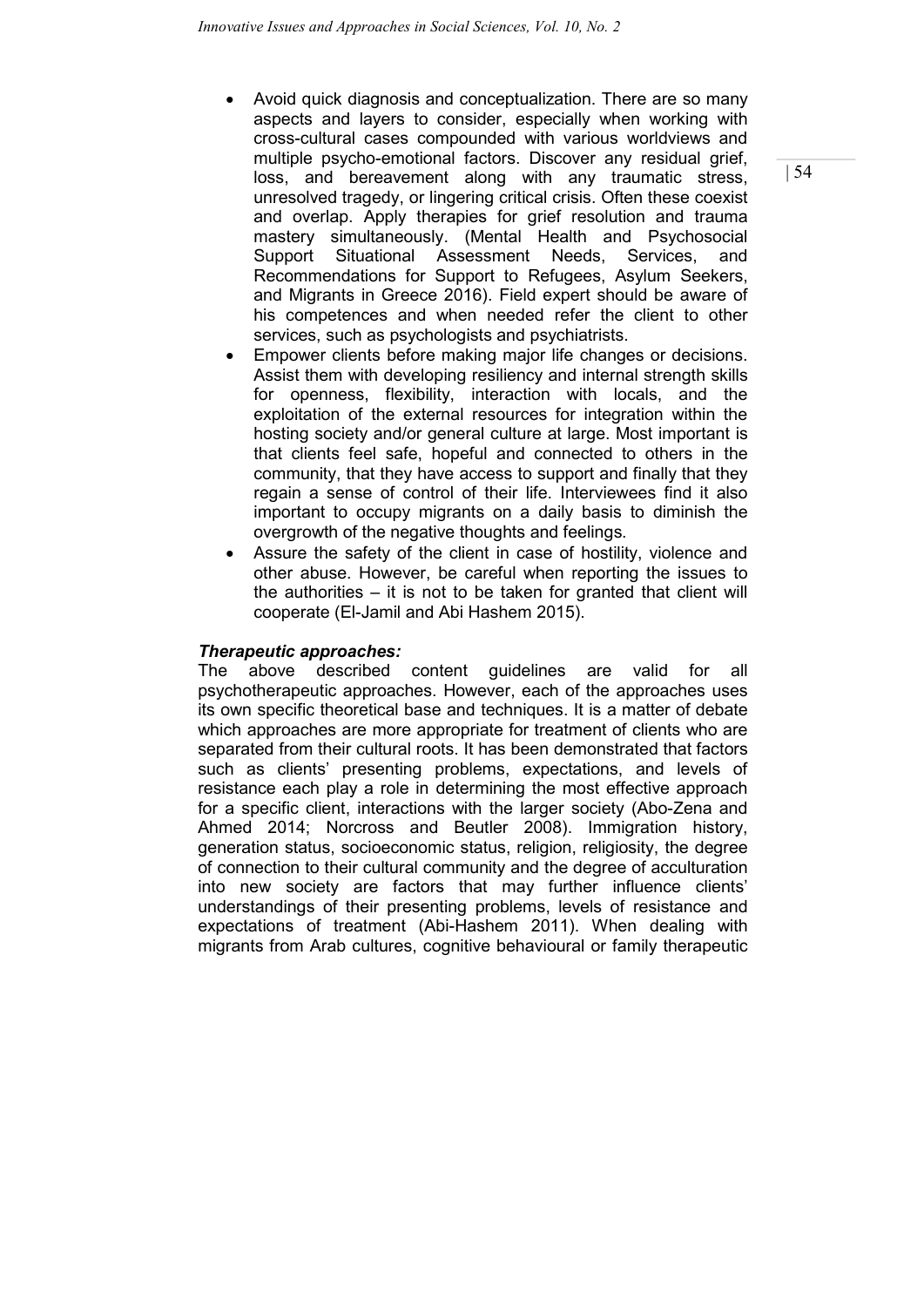- Avoid quick diagnosis and conceptualization. There are so many aspects and layers to consider, especially when working with cross-cultural cases compounded with various worldviews and multiple psycho-emotional factors. Discover any residual grief, loss, and bereavement along with any traumatic stress, unresolved tragedy, or lingering critical crisis. Often these coexist and overlap. Apply therapies for grief resolution and trauma mastery simultaneously. (Mental Health and Psychosocial Support Situational Assessment Needs, Services, and Recommendations for Support to Refugees, Asylum Seekers, and Migrants in Greece 2016). Field expert should be aware of his competences and when needed refer the client to other services, such as psychologists and psychiatrists.
- Empower clients before making major life changes or decisions. Assist them with developing resiliency and internal strength skills for openness, flexibility, interaction with locals, and the exploitation of the external resources for integration within the hosting society and/or general culture at large. Most important is that clients feel safe, hopeful and connected to others in the community, that they have access to support and finally that they regain a sense of control of their life. Interviewees find it also important to occupy migrants on a daily basis to diminish the overgrowth of the negative thoughts and feelings.
- Assure the safety of the client in case of hostility, violence and other abuse. However, be careful when reporting the issues to the authorities – it is not to be taken for granted that client will cooperate (El-Jamil and Abi Hashem 2015).

***Therapeutic approaches:***
The above described content guidelines are valid for all psychotherapeutic approaches. However, each of the approaches uses its own specific theoretical base and techniques. It is a matter of debate which approaches are more appropriate for treatment of clients who are separated from their cultural roots. It has been demonstrated that factors such as clients' presenting problems, expectations, and levels of resistance each play a role in determining the most effective approach for a specific client, interactions with the larger society (Abo-Zena and Ahmed 2014; Norcross and Beutler 2008). Immigration history, generation status, socioeconomic status, religion, religiosity, the degree of connection to their cultural community and the degree of acculturation into new society are factors that may further influence clients' understandings of their presenting problems, levels of resistance and expectations of treatment (Abi-Hashem 2011). When dealing with migrants from Arab cultures, cognitive behavioural or family therapeutic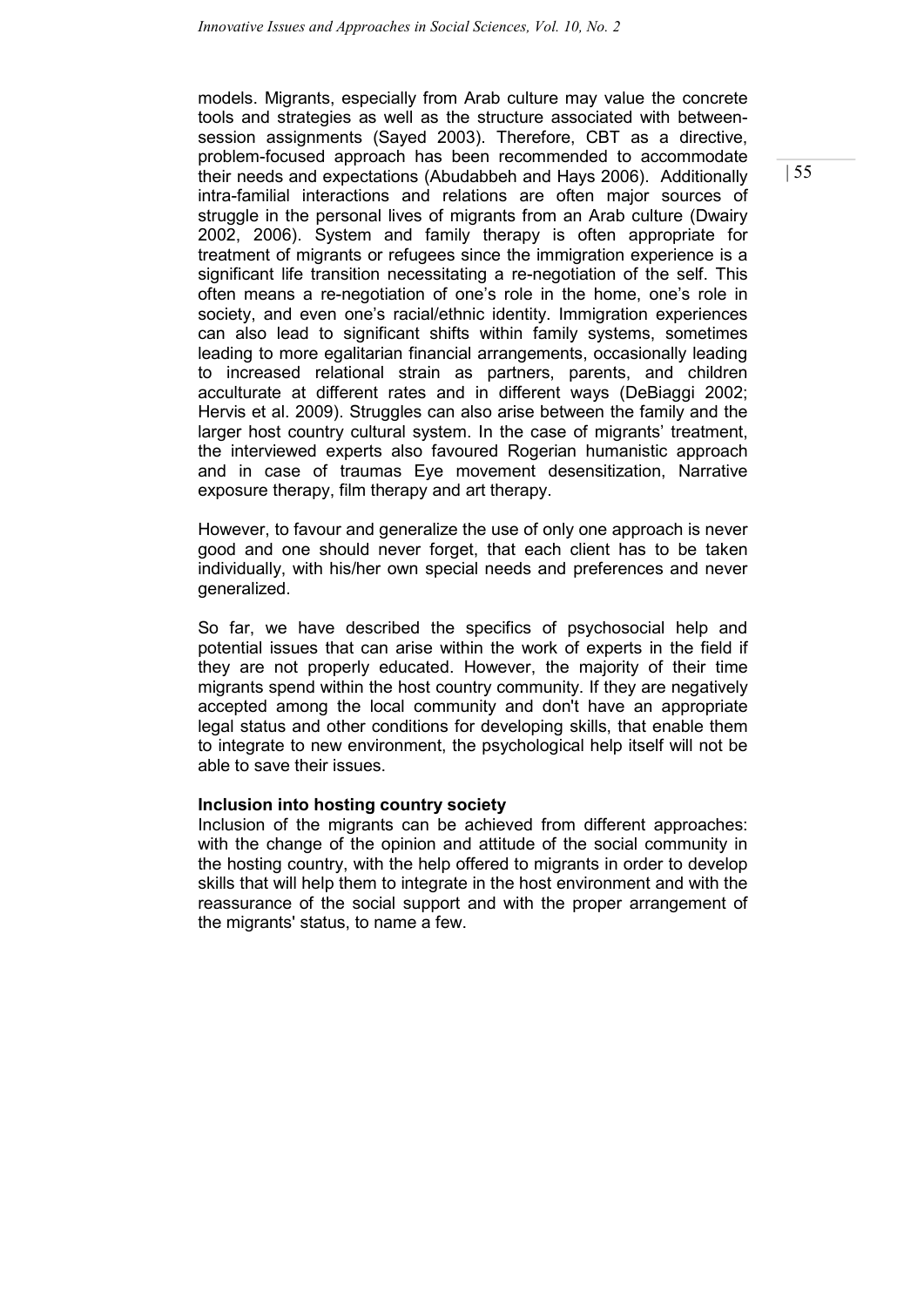models. Migrants, especially from Arab culture may value the concrete tools and strategies as well as the structure associated with between-session assignments (Sayed 2003). Therefore, CBT as a directive, problem-focused approach has been recommended to accommodate their needs and expectations (Abudabbeh and Hays 2006). Additionally intra-familial interactions and relations are often major sources of struggle in the personal lives of migrants from an Arab culture (Dwairy 2002, 2006). System and family therapy is often appropriate for treatment of migrants or refugees since the immigration experience is a significant life transition necessitating a re-negotiation of the self. This often means a re-negotiation of one's role in the home, one's role in society, and even one's racial/ethnic identity. Immigration experiences can also lead to significant shifts within family systems, sometimes leading to more egalitarian financial arrangements, occasionally leading to increased relational strain as partners, parents, and children acculturate at different rates and in different ways (DeBiaggi 2002; Hervis et al. 2009). Struggles can also arise between the family and the larger host country cultural system. In the case of migrants' treatment, the interviewed experts also favoured Rogerian humanistic approach and in case of traumas Eye movement desensitization, Narrative exposure therapy, film therapy and art therapy.

However, to favour and generalize the use of only one approach is never good and one should never forget, that each client has to be taken individually, with his/her own special needs and preferences and never generalized.

So far, we have described the specifics of psychosocial help and potential issues that can arise within the work of experts in the field if they are not properly educated. However, the majority of their time migrants spend within the host country community. If they are negatively accepted among the local community and don't have an appropriate legal status and other conditions for developing skills, that enable them to integrate to new environment, the psychological help itself will not be able to save their issues.

**Inclusion into hosting country society**

Inclusion of the migrants can be achieved from different approaches: with the change of the opinion and attitude of the social community in the hosting country, with the help offered to migrants in order to develop skills that will help them to integrate in the host environment and with the reassurance of the social support and with the proper arrangement of the migrants' status, to name a few.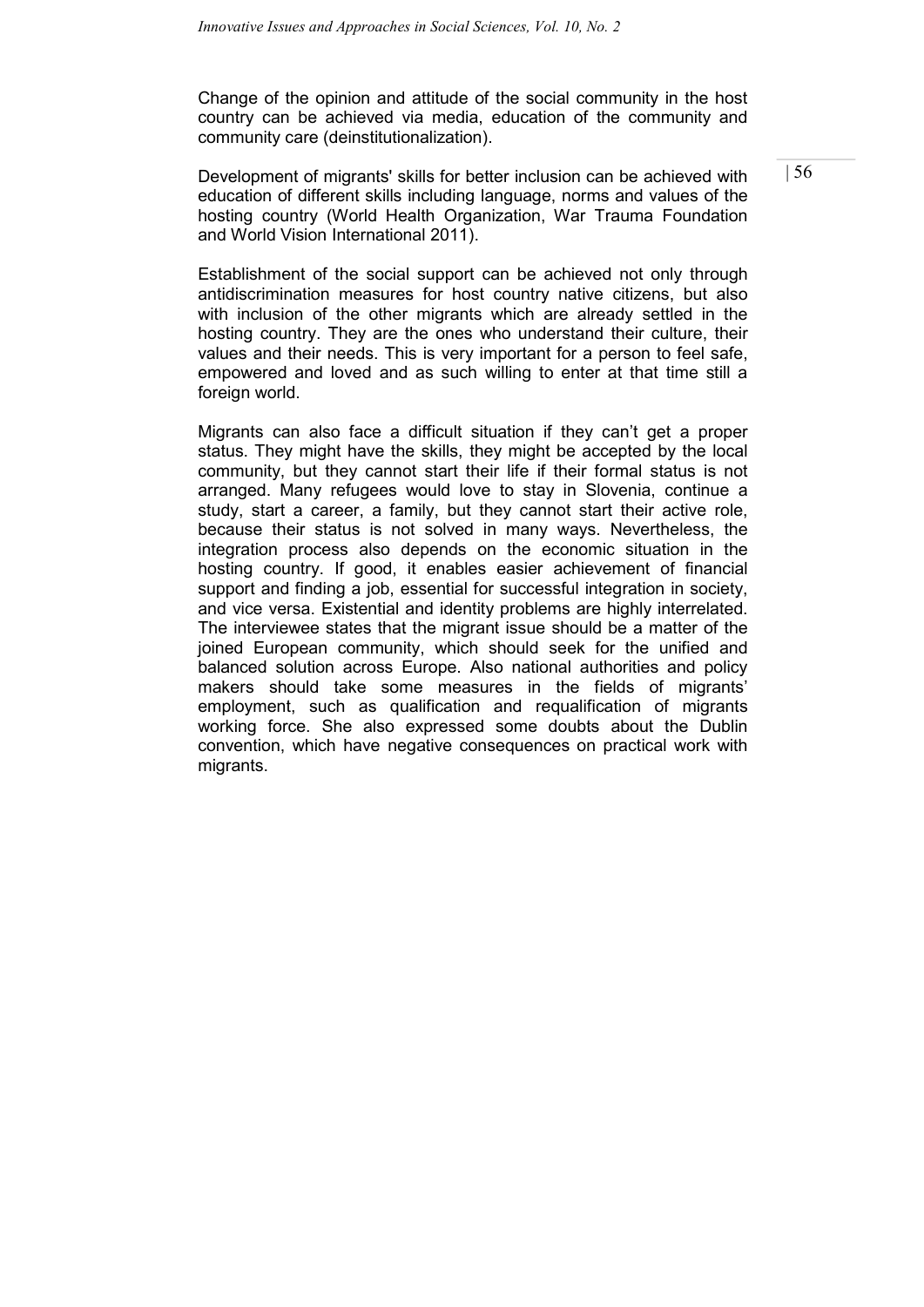Change of the opinion and attitude of the social community in the host country can be achieved via media, education of the community and community care (deinstitutionalization).

Development of migrants' skills for better inclusion can be achieved with education of different skills including language, norms and values of the hosting country (World Health Organization, War Trauma Foundation and World Vision International 2011).

Establishment of the social support can be achieved not only through antidiscrimination measures for host country native citizens, but also with inclusion of the other migrants which are already settled in the hosting country. They are the ones who understand their culture, their values and their needs. This is very important for a person to feel safe, empowered and loved and as such willing to enter at that time still a foreign world.

Migrants can also face a difficult situation if they can't get a proper status. They might have the skills, they might be accepted by the local community, but they cannot start their life if their formal status is not arranged. Many refugees would love to stay in Slovenia, continue a study, start a career, a family, but they cannot start their active role, because their status is not solved in many ways. Nevertheless, the integration process also depends on the economic situation in the hosting country. If good, it enables easier achievement of financial support and finding a job, essential for successful integration in society, and vice versa. Existential and identity problems are highly interrelated. The interviewee states that the migrant issue should be a matter of the joined European community, which should seek for the unified and balanced solution across Europe. Also national authorities and policy makers should take some measures in the fields of migrants' employment, such as qualification and requalification of migrants working force. She also expressed some doubts about the Dublin convention, which have negative consequences on practical work with migrants.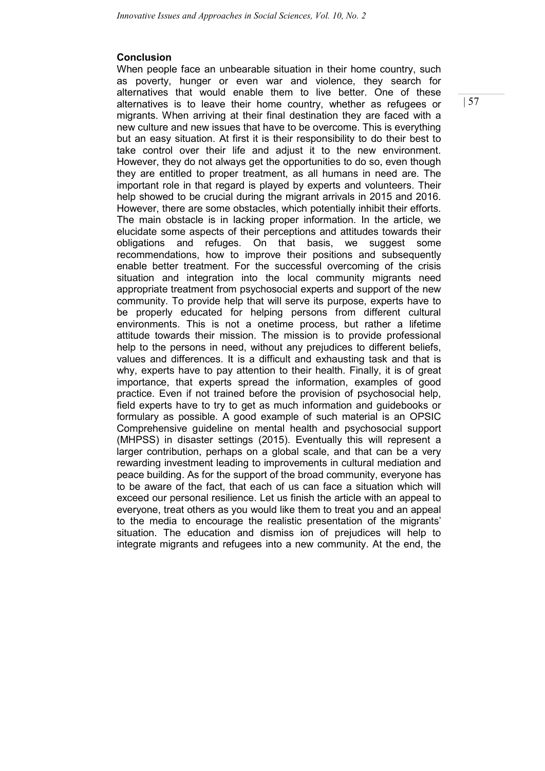## Conclusion

When people face an unbearable situation in their home country, such as poverty, hunger or even war and violence, they search for alternatives that would enable them to live better. One of these alternatives is to leave their home country, whether as refugees or migrants. When arriving at their final destination they are faced with a new culture and new issues that have to be overcome. This is everything but an easy situation. At first it is their responsibility to do their best to take control over their life and adjust it to the new environment. However, they do not always get the opportunities to do so, even though they are entitled to proper treatment, as all humans in need are. The important role in that regard is played by experts and volunteers. Their help showed to be crucial during the migrant arrivals in 2015 and 2016. However, there are some obstacles, which potentially inhibit their efforts. The main obstacle is in lacking proper information. In the article, we elucidate some aspects of their perceptions and attitudes towards their obligations and refuges. On that basis, we suggest some recommendations, how to improve their positions and subsequently enable better treatment. For the successful overcoming of the crisis situation and integration into the local community migrants need appropriate treatment from psychosocial experts and support of the new community. To provide help that will serve its purpose, experts have to be properly educated for helping persons from different cultural environments. This is not a onetime process, but rather a lifetime attitude towards their mission. The mission is to provide professional help to the persons in need, without any prejudices to different beliefs, values and differences. It is a difficult and exhausting task and that is why, experts have to pay attention to their health. Finally, it is of great importance, that experts spread the information, examples of good practice. Even if not trained before the provision of psychosocial help, field experts have to try to get as much information and guidebooks or formulary as possible. A good example of such material is an OPSIC Comprehensive guideline on mental health and psychosocial support (MHPSS) in disaster settings (2015). Eventually this will represent a larger contribution, perhaps on a global scale, and that can be a very rewarding investment leading to improvements in cultural mediation and peace building. As for the support of the broad community, everyone has to be aware of the fact, that each of us can face a situation which will exceed our personal resilience. Let us finish the article with an appeal to everyone, treat others as you would like them to treat you and an appeal to the media to encourage the realistic presentation of the migrants' situation. The education and dismiss ion of prejudices will help to integrate migrants and refugees into a new community. At the end, the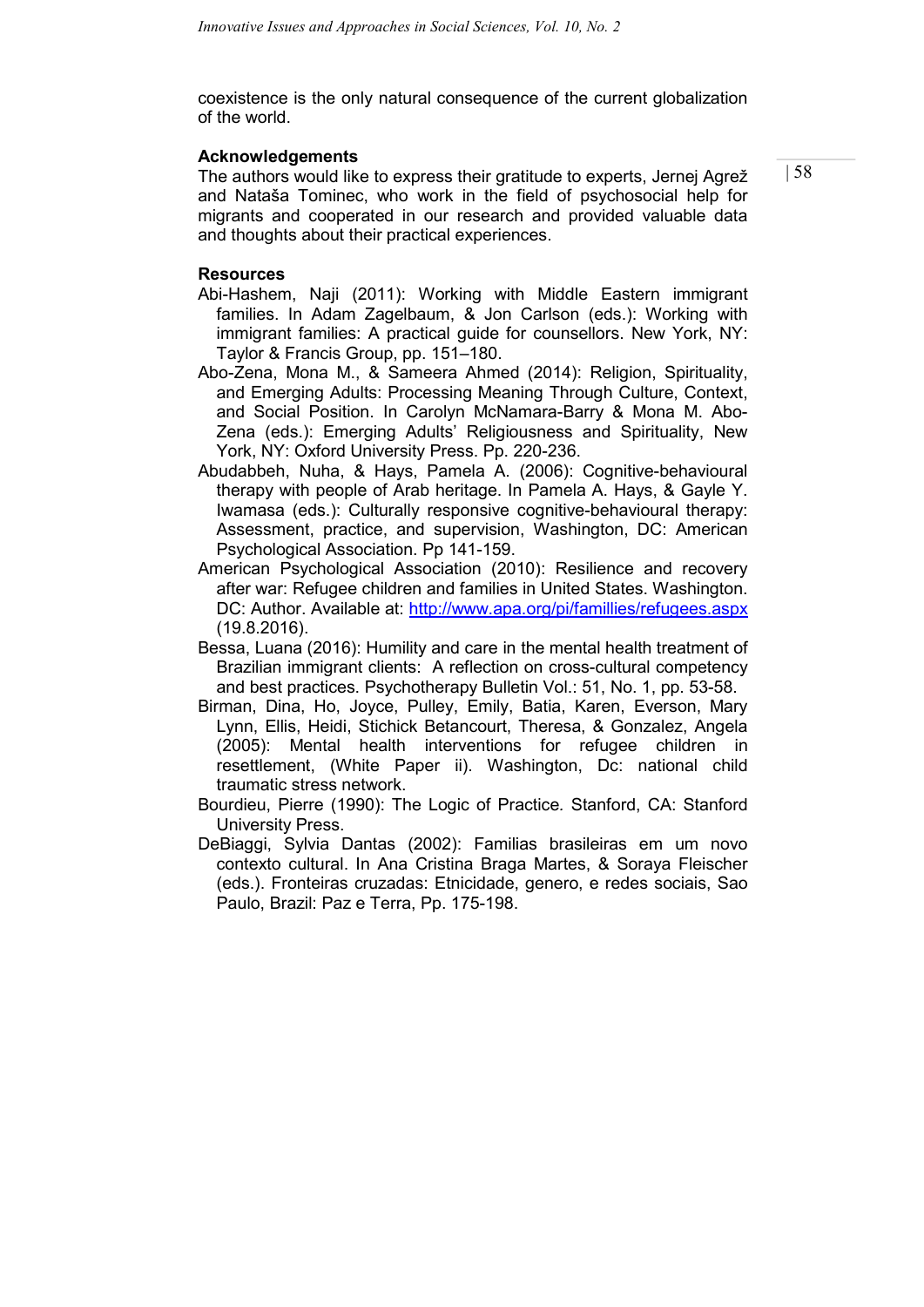coexistence is the only natural consequence of the current globalization of the world.

### Acknowledgements

The authors would like to express their gratitude to experts, Jernej Agrež and Nataša Tominec, who work in the field of psychosocial help for migrants and cooperated in our research and provided valuable data and thoughts about their practical experiences.

### Resources

Abi-Hashem, Naji (2011): Working with Middle Eastern immigrant families. In Adam Zagelbaum, & Jon Carlson (eds.): Working with immigrant families: A practical guide for counsellors. New York, NY: Taylor & Francis Group, pp. 151–180.

Abo-Zena, Mona M., & Sameera Ahmed (2014): Religion, Spirituality, and Emerging Adults: Processing Meaning Through Culture, Context, and Social Position. In Carolyn McNamara-Barry & Mona M. Abo-Zena (eds.): Emerging Adults' Religiousness and Spirituality, New York, NY: Oxford University Press. Pp. 220-236.

Abudabbeh, Nuha, & Hays, Pamela A. (2006): Cognitive-behavioural therapy with people of Arab heritage. In Pamela A. Hays, & Gayle Y. Iwamasa (eds.): Culturally responsive cognitive-behavioural therapy: Assessment, practice, and supervision, Washington, DC: American Psychological Association. Pp 141-159.

American Psychological Association (2010): Resilience and recovery after war: Refugee children and families in United States. Washington. DC: Author. Available at: http://www.apa.org/pi/famillies/refugees.aspx (19.8.2016).

Bessa, Luana (2016): Humility and care in the mental health treatment of Brazilian immigrant clients: A reflection on cross-cultural competency and best practices. Psychotherapy Bulletin Vol.: 51, No. 1, pp. 53-58.

Birman, Dina, Ho, Joyce, Pulley, Emily, Batia, Karen, Everson, Mary Lynn, Ellis, Heidi, Stichick Betancourt, Theresa, & Gonzalez, Angela (2005): Mental health interventions for refugee children in resettlement, (White Paper ii). Washington, Dc: national child traumatic stress network.

Bourdieu, Pierre (1990): The Logic of Practice. Stanford, CA: Stanford University Press.

DeBiaggi, Sylvia Dantas (2002): Familias brasileiras em um novo contexto cultural. In Ana Cristina Braga Martes, & Soraya Fleischer (eds.). Fronteiras cruzadas: Etnicidade, genero, e redes sociais, Sao Paulo, Brazil: Paz e Terra, Pp. 175-198.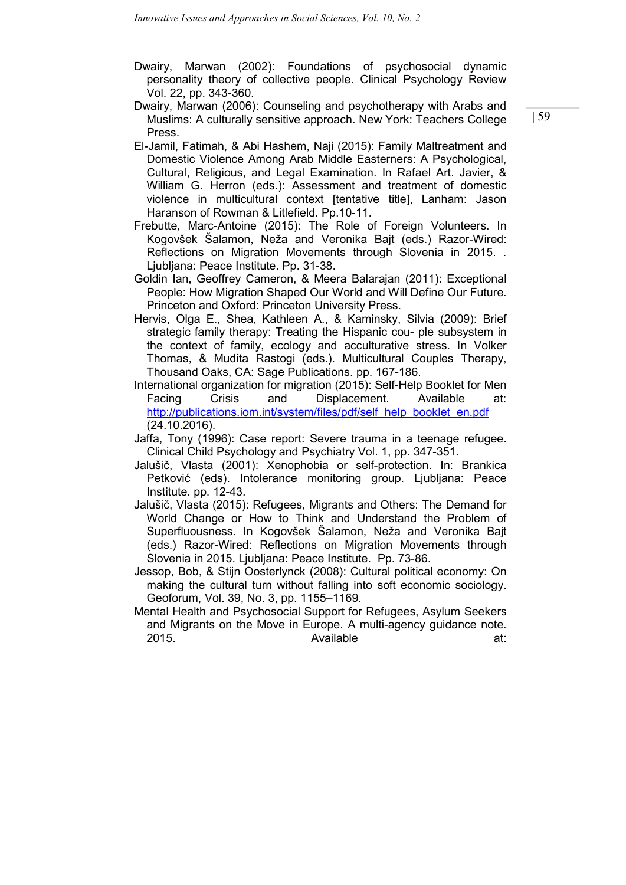Dwairy, Marwan (2002): Foundations of psychosocial dynamic personality theory of collective people. Clinical Psychology Review Vol. 22, pp. 343-360.

Dwairy, Marwan (2006): Counseling and psychotherapy with Arabs and Muslims: A culturally sensitive approach. New York: Teachers College Press.

El-Jamil, Fatimah, & Abi Hashem, Naji (2015): Family Maltreatment and Domestic Violence Among Arab Middle Easterners: A Psychological, Cultural, Religious, and Legal Examination. In Rafael Art. Javier, & William G. Herron (eds.): Assessment and treatment of domestic violence in multicultural context [tentative title], Lanham: Jason Haranson of Rowman & Litlefield. Pp.10-11.

Frebutte, Marc-Antoine (2015): The Role of Foreign Volunteers. In Kogovšek Šalamon, Neža and Veronika Bajt (eds.) Razor-Wired: Reflections on Migration Movements through Slovenia in 2015. . Ljubljana: Peace Institute. Pp. 31-38.

Goldin Ian, Geoffrey Cameron, & Meera Balarajan (2011): Exceptional People: How Migration Shaped Our World and Will Define Our Future. Princeton and Oxford: Princeton University Press.

Hervis, Olga E., Shea, Kathleen A., & Kaminsky, Silvia (2009): Brief strategic family therapy: Treating the Hispanic cou- ple subsystem in the context of family, ecology and acculturative stress. In Volker Thomas, & Mudita Rastogi (eds.). Multicultural Couples Therapy, Thousand Oaks, CA: Sage Publications. pp. 167-186.

International organization for migration (2015): Self-Help Booklet for Men Facing Crisis and Displacement. Available at: http://publications.iom.int/system/files/pdf/self_help_booklet_en.pdf (24.10.2016).

Jaffa, Tony (1996): Case report: Severe trauma in a teenage refugee. Clinical Child Psychology and Psychiatry Vol. 1, pp. 347-351.

Jalušič, Vlasta (2001): Xenophobia or self-protection. In: Brankica Petković (eds). Intolerance monitoring group. Ljubljana: Peace Institute. pp. 12-43.

Jalušič, Vlasta (2015): Refugees, Migrants and Others: The Demand for World Change or How to Think and Understand the Problem of Superfluousness. In Kogovšek Šalamon, Neža and Veronika Bajt (eds.) Razor-Wired: Reflections on Migration Movements through Slovenia in 2015. Ljubljana: Peace Institute. Pp. 73-86.

Jessop, Bob, & Stijn Oosterlynck (2008): Cultural political economy: On making the cultural turn without falling into soft economic sociology. Geoforum, Vol. 39, No. 3, pp. 1155–1169.

Mental Health and Psychosocial Support for Refugees, Asylum Seekers and Migrants on the Move in Europe. A multi-agency guidance note. 2015. Available at: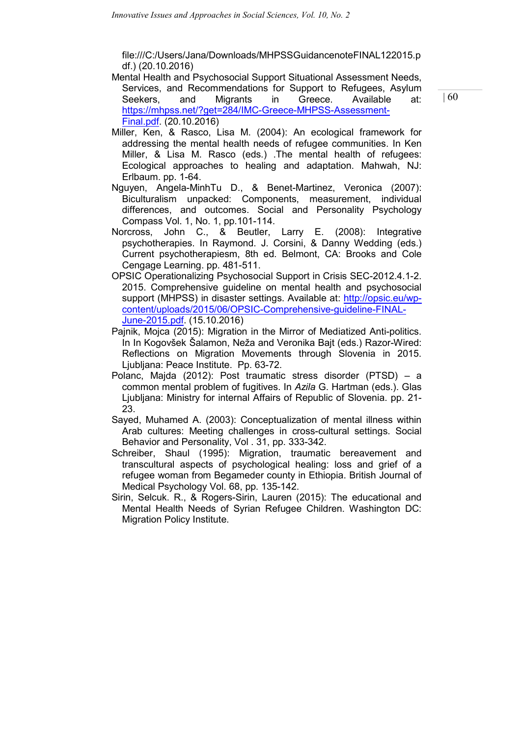file:///C:/Users/Jana/Downloads/MHPSSGuidancenoteFINAL122015.pdf.) (20.10.2016)

Mental Health and Psychosocial Support Situational Assessment Needs, Services, and Recommendations for Support to Refugees, Asylum Seekers, and Migrants in Greece. Available at: https://mhpss.net/?get=284/IMC-Greece-MHPSS-Assessment-Final.pdf. (20.10.2016)

Miller, Ken, & Rasco, Lisa M. (2004): An ecological framework for addressing the mental health needs of refugee communities. In Ken Miller, & Lisa M. Rasco (eds.) .The mental health of refugees: Ecological approaches to healing and adaptation. Mahwah, NJ: Erlbaum. pp. 1-64.

Nguyen, Angela-MinhTu D., & Benet-Martinez, Veronica (2007): Biculturalism unpacked: Components, measurement, individual differences, and outcomes. Social and Personality Psychology Compass Vol. 1, No. 1, pp.101-114.

Norcross, John C., & Beutler, Larry E. (2008): Integrative psychotherapies. In Raymond. J. Corsini, & Danny Wedding (eds.) Current psychotherapiesm, 8th ed. Belmont, CA: Brooks and Cole Cengage Learning. pp. 481-511.

OPSIC Operationalizing Psychosocial Support in Crisis SEC-2012.4.1-2. 2015. Comprehensive guideline on mental health and psychosocial support (MHPSS) in disaster settings. Available at: http://opsic.eu/wp-content/uploads/2015/06/OPSIC-Comprehensive-guideline-FINAL-June-2015.pdf. (15.10.2016)

Pajnik, Mojca (2015): Migration in the Mirror of Mediatized Anti-politics. In In Kogovšek Šalamon, Neža and Veronika Bajt (eds.) Razor-Wired: Reflections on Migration Movements through Slovenia in 2015. Ljubljana: Peace Institute. Pp. 63-72.

Polanc, Majda (2012): Post traumatic stress disorder (PTSD) – a common mental problem of fugitives. In *Azila* G. Hartman (eds.). Glas Ljubljana: Ministry for internal Affairs of Republic of Slovenia. pp. 21-23.

Sayed, Muhamed A. (2003): Conceptualization of mental illness within Arab cultures: Meeting challenges in cross-cultural settings. Social Behavior and Personality, Vol . 31, pp. 333-342.

Schreiber, Shaul (1995): Migration, traumatic bereavement and transcultural aspects of psychological healing: loss and grief of a refugee woman from Begameder county in Ethiopia. British Journal of Medical Psychology Vol. 68, pp. 135-142.

Sirin, Selcuk. R., & Rogers-Sirin, Lauren (2015): The educational and Mental Health Needs of Syrian Refugee Children. Washington DC: Migration Policy Institute.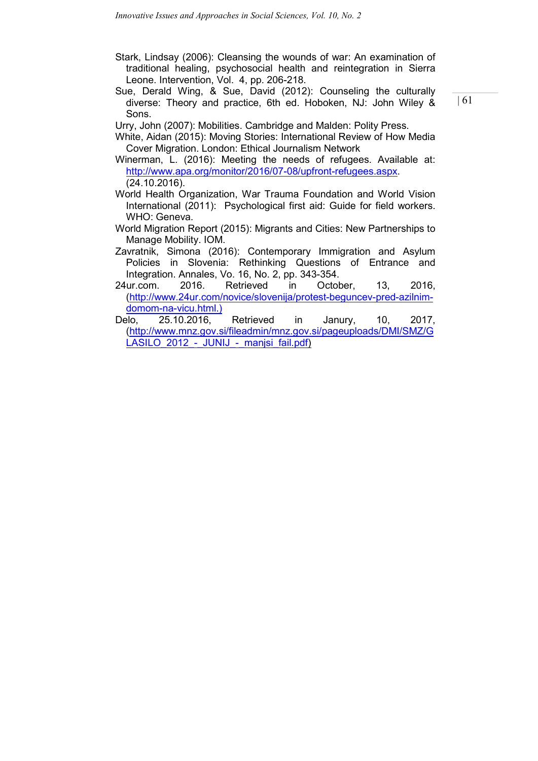Stark, Lindsay (2006): Cleansing the wounds of war: An examination of traditional healing, psychosocial health and reintegration in Sierra Leone. Intervention, Vol. 4, pp. 206-218.

Sue, Derald Wing, & Sue, David (2012): Counseling the culturally diverse: Theory and practice, 6th ed. Hoboken, NJ: John Wiley & Sons.

Urry, John (2007): Mobilities. Cambridge and Malden: Polity Press.

White, Aidan (2015): Moving Stories: International Review of How Media Cover Migration. London: Ethical Journalism Network

Winerman, L. (2016): Meeting the needs of refugees. Available at: http://www.apa.org/monitor/2016/07-08/upfront-refugees.aspx. (24.10.2016).

World Health Organization, War Trauma Foundation and World Vision International (2011): Psychological first aid: Guide for field workers. WHO: Geneva.

World Migration Report (2015): Migrants and Cities: New Partnerships to Manage Mobility. IOM.

Zavratnik, Simona (2016): Contemporary Immigration and Asylum Policies in Slovenia: Rethinking Questions of Entrance and Integration. Annales, Vo. 16, No. 2, pp. 343-354.

24ur.com. 2016. Retrieved in October, 13, 2016, (http://www.24ur.com/novice/slovenija/protest-beguncev-pred-azilnim-domom-na-vicu.html.)

Delo, 25.10.2016, Retrieved in Janury, 10, 2017, (http://www.mnz.gov.si/fileadmin/mnz.gov.si/pageuploads/DMI/SMZ/GLASILO_2012_-_JUNIJ_-_manjsi_fail.pdf)